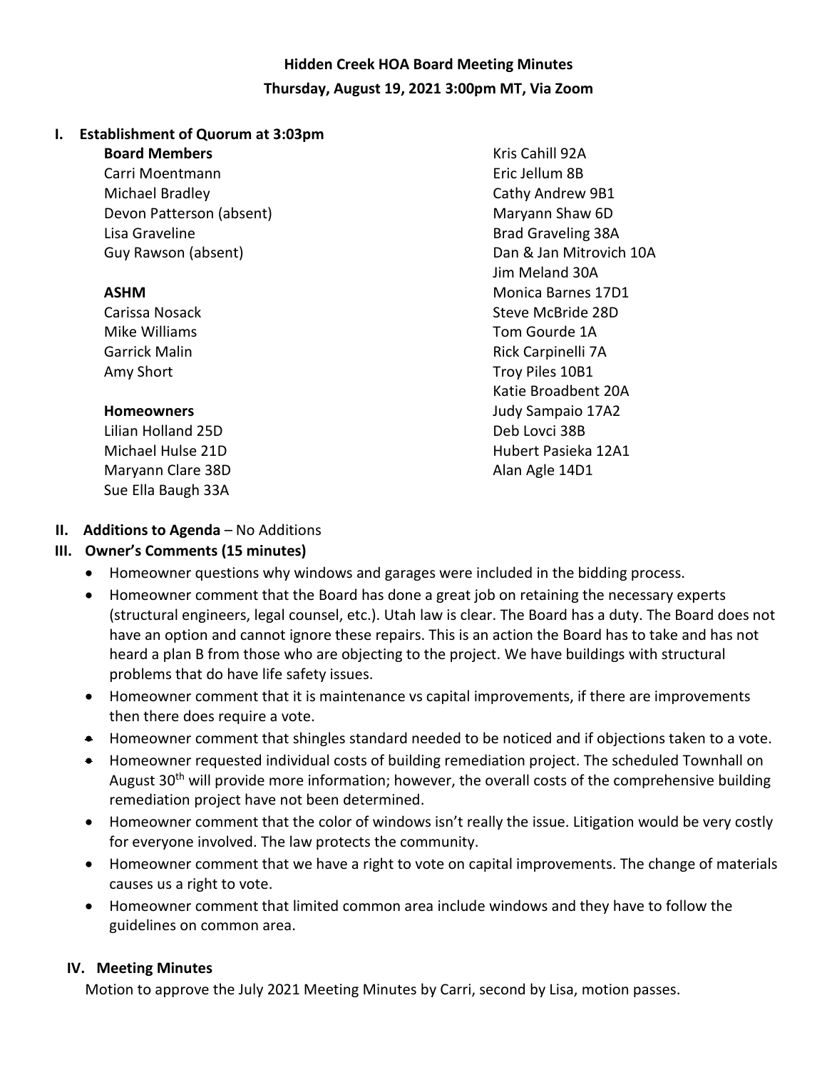# Hidden Creek HOA Board Meeting Minutes

**Thursday, August 19, 2021 3:00pm MT, Via Zoom**

## I. Establishment of Quorum at 3:03pm

**Board Members**

Carri Moentmann
Michael Bradley
Devon Patterson (absent)
Lisa Graveline
Guy Rawson (absent)

**ASHM**

Carissa Nosack
Mike Williams
Garrick Malin
Amy Short

**Homeowners**

Lilian Holland 25D
Michael Hulse 21D
Maryann Clare 38D
Sue Ella Baugh 33A
Kris Cahill 92A
Eric Jellum 8B
Cathy Andrew 9B1
Maryann Shaw 6D
Brad Graveling 38A
Dan & Jan Mitrovich 10A
Jim Meland 30A
Monica Barnes 17D1
Steve McBride 28D
Tom Gourde 1A
Rick Carpinelli 7A
Troy Piles 10B1
Katie Broadbent 20A
Judy Sampaio 17A2
Deb Lovci 38B
Hubert Pasieka 12A1
Alan Agle 14D1

## II. Additions to Agenda – No Additions

## III. Owner's Comments (15 minutes)

- Homeowner questions why windows and garages were included in the bidding process.
- Homeowner comment that the Board has done a great job on retaining the necessary experts (structural engineers, legal counsel, etc.). Utah law is clear. The Board has a duty. The Board does not have an option and cannot ignore these repairs. This is an action the Board has to take and has not heard a plan B from those who are objecting to the project. We have buildings with structural problems that do have life safety issues.
- Homeowner comment that it is maintenance vs capital improvements, if there are improvements then there does require a vote.
- Homeowner comment that shingles standard needed to be noticed and if objections taken to a vote.
- Homeowner requested individual costs of building remediation project. The scheduled Townhall on August 30th will provide more information; however, the overall costs of the comprehensive building remediation project have not been determined.
- Homeowner comment that the color of windows isn't really the issue. Litigation would be very costly for everyone involved. The law protects the community.
- Homeowner comment that we have a right to vote on capital improvements. The change of materials causes us a right to vote.
- Homeowner comment that limited common area include windows and they have to follow the guidelines on common area.

## IV. Meeting Minutes

Motion to approve the July 2021 Meeting Minutes by Carri, second by Lisa, motion passes.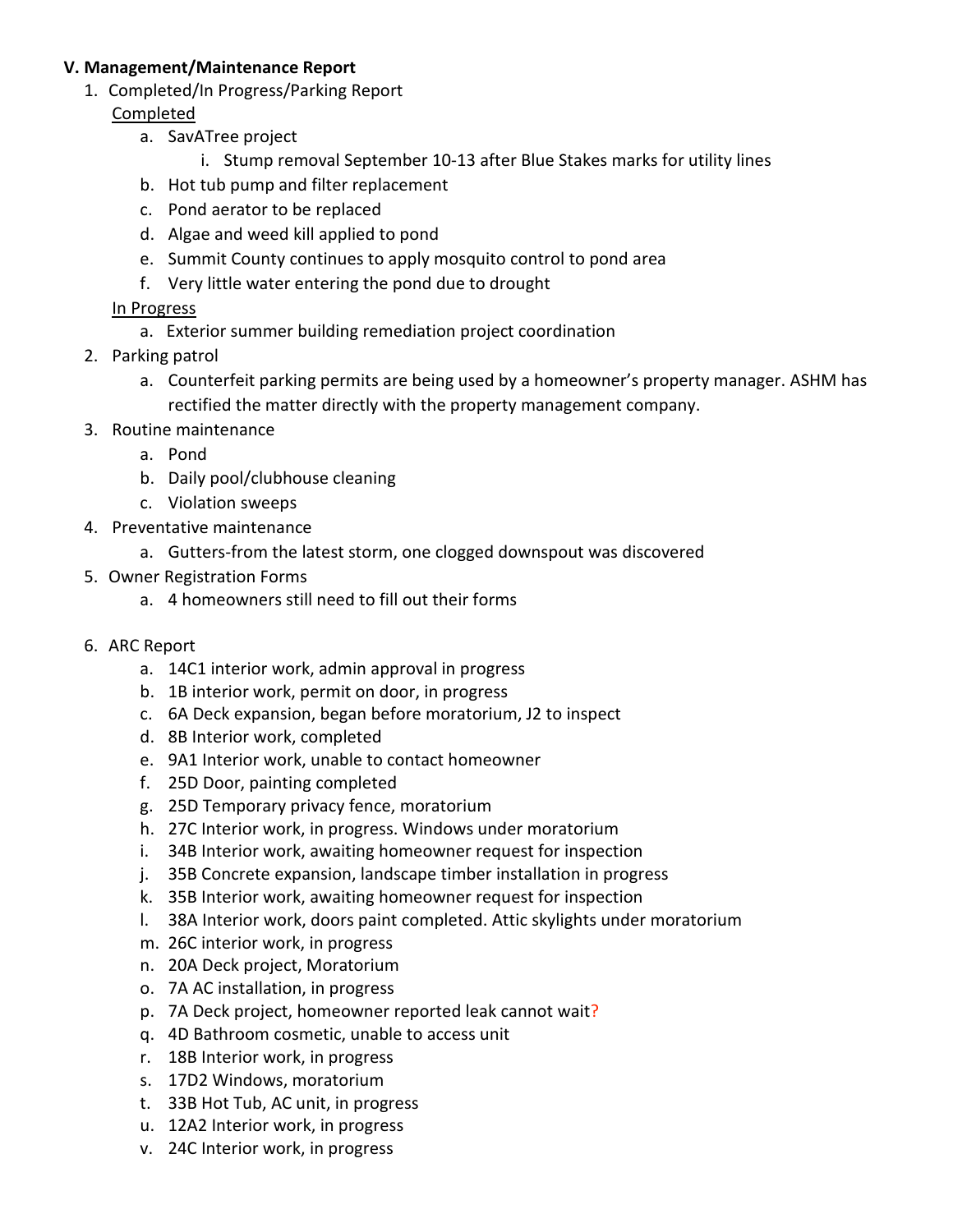**V. Management/Maintenance Report**

1. Completed/In Progress/Parking Report

   Completed

   a. SavATree project
      i. Stump removal September 10-13 after Blue Stakes marks for utility lines
   b. Hot tub pump and filter replacement
   c. Pond aerator to be replaced
   d. Algae and weed kill applied to pond
   e. Summit County continues to apply mosquito control to pond area
   f. Very little water entering the pond due to drought

   In Progress

   a. Exterior summer building remediation project coordination

2. Parking patrol
   a. Counterfeit parking permits are being used by a homeowner's property manager. ASHM has rectified the matter directly with the property management company.
3. Routine maintenance
   a. Pond
   b. Daily pool/clubhouse cleaning
   c. Violation sweeps
4. Preventative maintenance
   a. Gutters-from the latest storm, one clogged downspout was discovered
5. Owner Registration Forms
   a. 4 homeowners still need to fill out their forms
6. ARC Report
   a. 14C1 interior work, admin approval in progress
   b. 1B interior work, permit on door, in progress
   c. 6A Deck expansion, began before moratorium, J2 to inspect
   d. 8B Interior work, completed
   e. 9A1 Interior work, unable to contact homeowner
   f. 25D Door, painting completed
   g. 25D Temporary privacy fence, moratorium
   h. 27C Interior work, in progress. Windows under moratorium
   i. 34B Interior work, awaiting homeowner request for inspection
   j. 35B Concrete expansion, landscape timber installation in progress
   k. 35B Interior work, awaiting homeowner request for inspection
   l. 38A Interior work, doors paint completed. Attic skylights under moratorium
   m. 26C interior work, in progress
   n. 20A Deck project, Moratorium
   o. 7A AC installation, in progress
   p. 7A Deck project, homeowner reported leak cannot wait?
   q. 4D Bathroom cosmetic, unable to access unit
   r. 18B Interior work, in progress
   s. 17D2 Windows, moratorium
   t. 33B Hot Tub, AC unit, in progress
   u. 12A2 Interior work, in progress
   v. 24C Interior work, in progress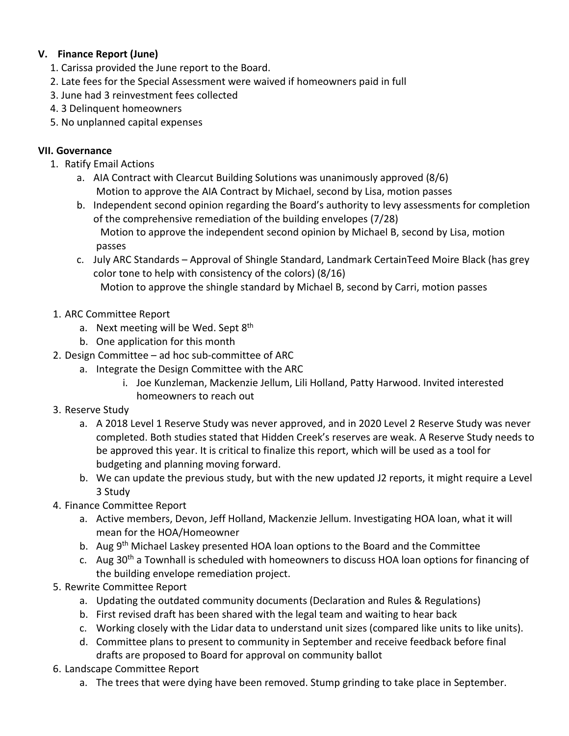## V. Finance Report (June)

1. Carissa provided the June report to the Board.
2. Late fees for the Special Assessment were waived if homeowners paid in full
3. June had 3 reinvestment fees collected
4. 3 Delinquent homeowners
5. No unplanned capital expenses

## VII. Governance

1. Ratify Email Actions
   a. AIA Contract with Clearcut Building Solutions was unanimously approved (8/6)
      Motion to approve the AIA Contract by Michael, second by Lisa, motion passes
   b. Independent second opinion regarding the Board's authority to levy assessments for completion of the comprehensive remediation of the building envelopes (7/28)
      Motion to approve the independent second opinion by Michael B, second by Lisa, motion passes
   c. July ARC Standards – Approval of Shingle Standard, Landmark CertainTeed Moire Black (has grey color tone to help with consistency of the colors) (8/16)
      Motion to approve the shingle standard by Michael B, second by Carri, motion passes

1. ARC Committee Report
   a. Next meeting will be Wed. Sept 8th
   b. One application for this month
2. Design Committee – ad hoc sub-committee of ARC
   a. Integrate the Design Committee with the ARC
      i. Joe Kunzleman, Mackenzie Jellum, Lili Holland, Patty Harwood. Invited interested homeowners to reach out
3. Reserve Study
   a. A 2018 Level 1 Reserve Study was never approved, and in 2020 Level 2 Reserve Study was never completed. Both studies stated that Hidden Creek's reserves are weak. A Reserve Study needs to be approved this year. It is critical to finalize this report, which will be used as a tool for budgeting and planning moving forward.
   b. We can update the previous study, but with the new updated J2 reports, it might require a Level 3 Study
4. Finance Committee Report
   a. Active members, Devon, Jeff Holland, Mackenzie Jellum. Investigating HOA loan, what it will mean for the HOA/Homeowner
   b. Aug 9th Michael Laskey presented HOA loan options to the Board and the Committee
   c. Aug 30th a Townhall is scheduled with homeowners to discuss HOA loan options for financing of the building envelope remediation project.
5. Rewrite Committee Report
   a. Updating the outdated community documents (Declaration and Rules & Regulations)
   b. First revised draft has been shared with the legal team and waiting to hear back
   c. Working closely with the Lidar data to understand unit sizes (compared like units to like units).
   d. Committee plans to present to community in September and receive feedback before final drafts are proposed to Board for approval on community ballot
6. Landscape Committee Report
   a. The trees that were dying have been removed. Stump grinding to take place in September.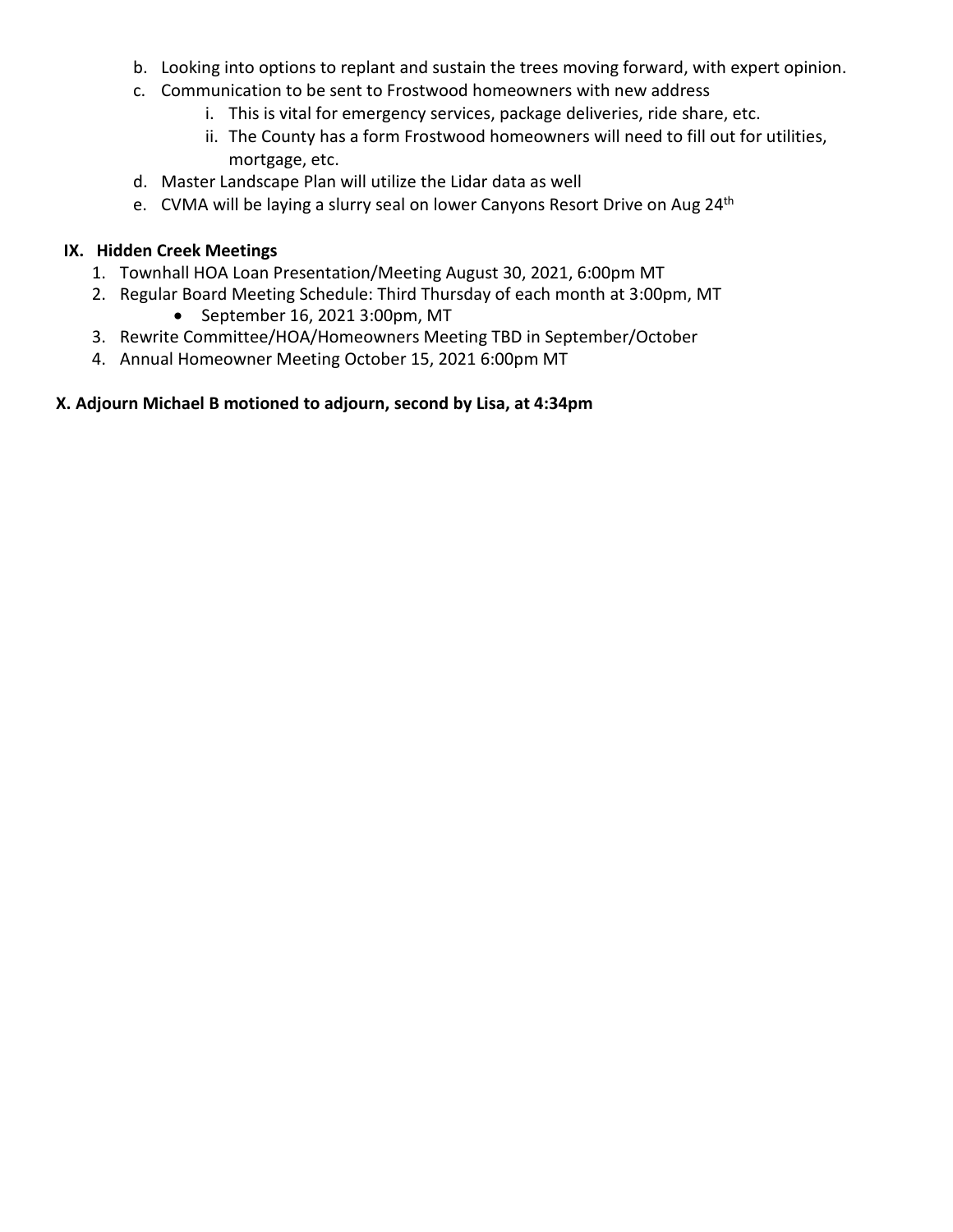b. Looking into options to replant and sustain the trees moving forward, with expert opinion.
c. Communication to be sent to Frostwood homeowners with new address
    i. This is vital for emergency services, package deliveries, ride share, etc.
    ii. The County has a form Frostwood homeowners will need to fill out for utilities, mortgage, etc.
d. Master Landscape Plan will utilize the Lidar data as well
e. CVMA will be laying a slurry seal on lower Canyons Resort Drive on Aug 24th

**IX. Hidden Creek Meetings**

1. Townhall HOA Loan Presentation/Meeting August 30, 2021, 6:00pm MT
2. Regular Board Meeting Schedule: Third Thursday of each month at 3:00pm, MT
    - September 16, 2021 3:00pm, MT
3. Rewrite Committee/HOA/Homeowners Meeting TBD in September/October
4. Annual Homeowner Meeting October 15, 2021 6:00pm MT

**X. Adjourn Michael B motioned to adjourn, second by Lisa, at 4:34pm**